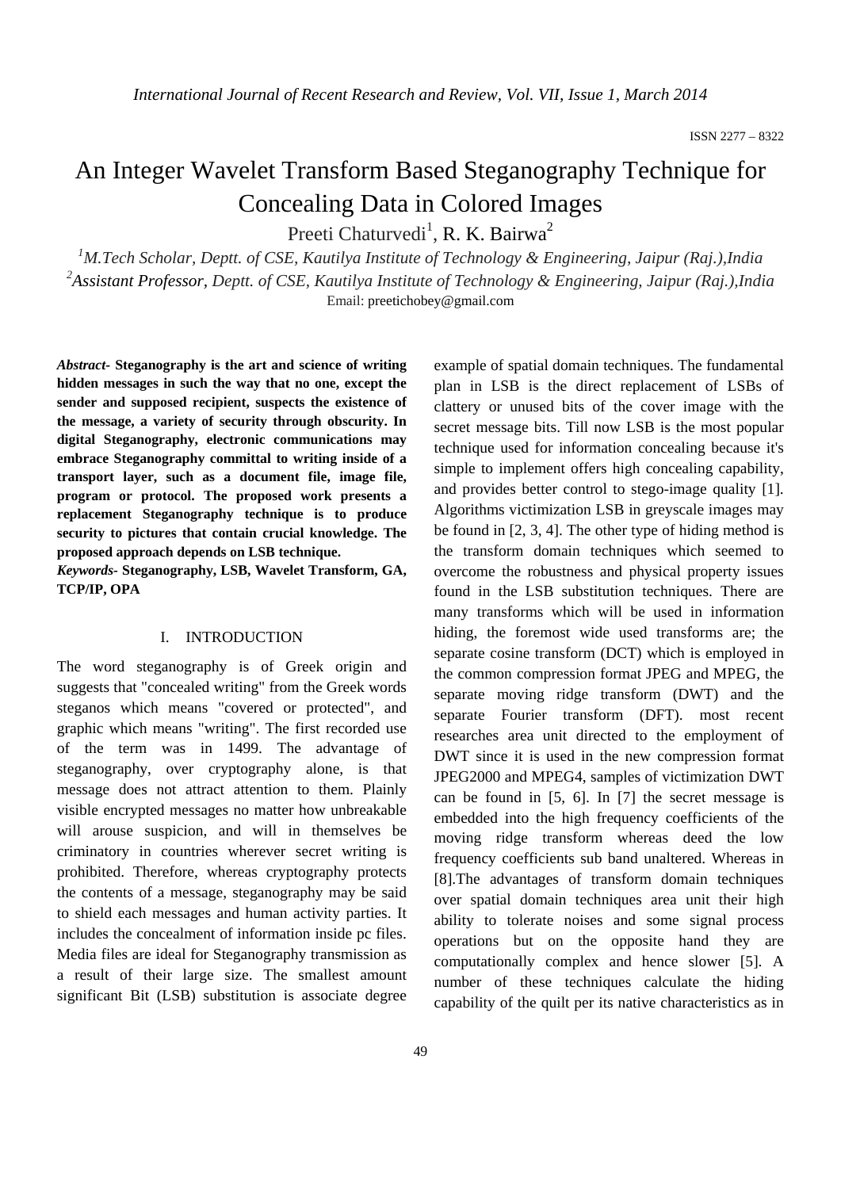# An Integer Wavelet Transform Based Steganography Technique for Concealing Data in Colored Images

Preeti Chaturvedi[1], R. K. Bairwa[2]

[1]*M.Tech Scholar, Deptt. of CSE, Kautilya Institute of Technology & Engineering, Jaipur (Raj.),India*

[2]*Assistant Professor, Deptt. of CSE, Kautilya Institute of Technology & Engineering, Jaipur (Raj.),India*

Email: preetichobey@gmail.com

***Abstract*- Steganography is the art and science of writing hidden messages in such the way that no one, except the sender and supposed recipient, suspects the existence of the message, a variety of security through obscurity. In digital Steganography, electronic communications may embrace Steganography committal to writing inside of a transport layer, such as a document file, image file, program or protocol. The proposed work presents a replacement Steganography technique is to produce security to pictures that contain crucial knowledge. The proposed approach depends on LSB technique.**

***Keywords*- Steganography, LSB, Wavelet Transform, GA, TCP/IP, OPA**

## I. INTRODUCTION

The word steganography is of Greek origin and suggests that "concealed writing" from the Greek words steganos which means "covered or protected", and graphic which means "writing". The first recorded use of the term was in 1499. The advantage of steganography, over cryptography alone, is that message does not attract attention to them. Plainly visible encrypted messages no matter how unbreakable will arouse suspicion, and will in themselves be criminatory in countries wherever secret writing is prohibited. Therefore, whereas cryptography protects the contents of a message, steganography may be said to shield each messages and human activity parties. It includes the concealment of information inside pc files. Media files are ideal for Steganography transmission as a result of their large size. The smallest amount significant Bit (LSB) substitution is associate degree example of spatial domain techniques. The fundamental plan in LSB is the direct replacement of LSBs of clattery or unused bits of the cover image with the secret message bits. Till now LSB is the most popular technique used for information concealing because it's simple to implement offers high concealing capability, and provides better control to stego-image quality [1]. Algorithms victimization LSB in greyscale images may be found in [2, 3, 4]. The other type of hiding method is the transform domain techniques which seemed to overcome the robustness and physical property issues found in the LSB substitution techniques. There are many transforms which will be used in information hiding, the foremost wide used transforms are; the separate cosine transform (DCT) which is employed in the common compression format JPEG and MPEG, the separate moving ridge transform (DWT) and the separate Fourier transform (DFT). most recent researches area unit directed to the employment of DWT since it is used in the new compression format JPEG2000 and MPEG4, samples of victimization DWT can be found in [5, 6]. In [7] the secret message is embedded into the high frequency coefficients of the moving ridge transform whereas deed the low frequency coefficients sub band unaltered. Whereas in [8].The advantages of transform domain techniques over spatial domain techniques area unit their high ability to tolerate noises and some signal process operations but on the opposite hand they are computationally complex and hence slower [5]. A number of these techniques calculate the hiding capability of the quilt per its native characteristics as in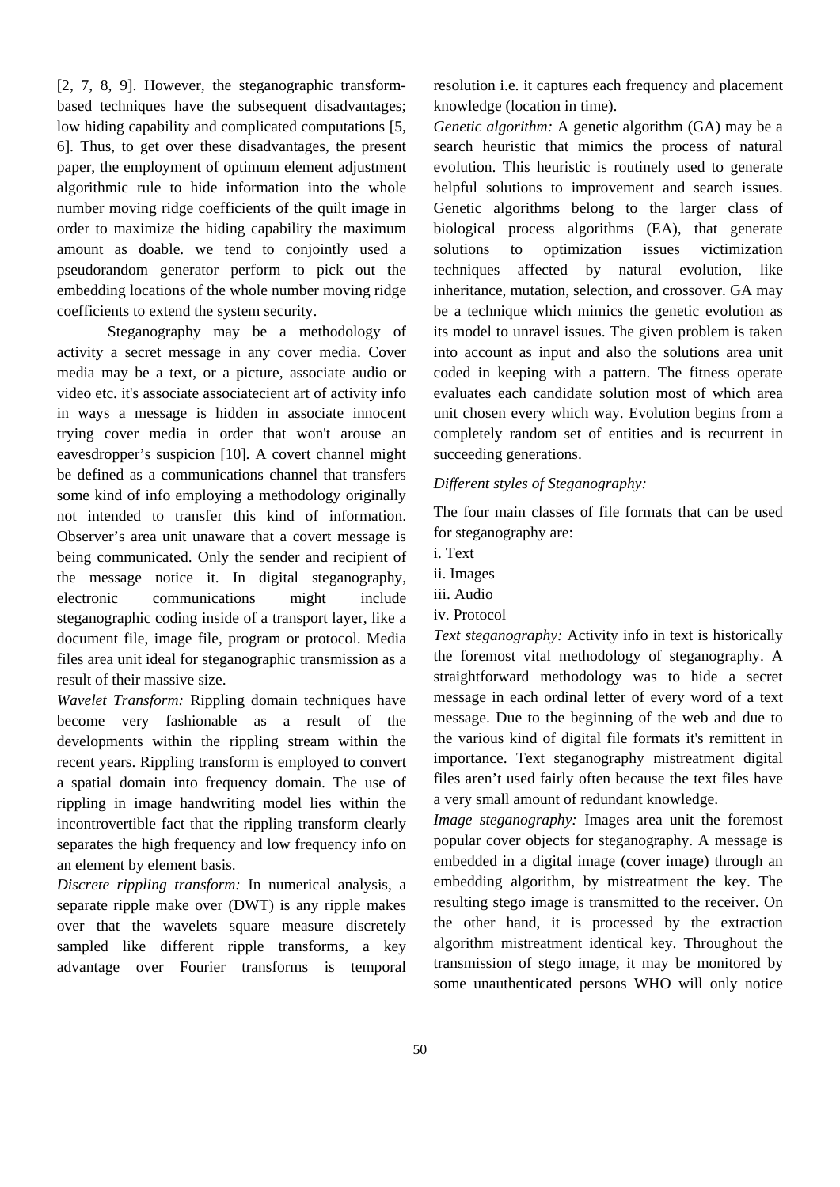[2, 7, 8, 9]. However, the steganographic transform-based techniques have the subsequent disadvantages; low hiding capability and complicated computations [5, 6]. Thus, to get over these disadvantages, the present paper, the employment of optimum element adjustment algorithmic rule to hide information into the whole number moving ridge coefficients of the quilt image in order to maximize the hiding capability the maximum amount as doable. we tend to conjointly used a pseudorandom generator perform to pick out the embedding locations of the whole number moving ridge coefficients to extend the system security.

Steganography may be a methodology of activity a secret message in any cover media. Cover media may be a text, or a picture, associate audio or video etc. it's associate associatecient art of activity info in ways a message is hidden in associate innocent trying cover media in order that won't arouse an eavesdropper's suspicion [10]. A covert channel might be defined as a communications channel that transfers some kind of info employing a methodology originally not intended to transfer this kind of information. Observer's area unit unaware that a covert message is being communicated. Only the sender and recipient of the message notice it. In digital steganography, electronic communications might include steganographic coding inside of a transport layer, like a document file, image file, program or protocol. Media files area unit ideal for steganographic transmission as a result of their massive size.

*Wavelet Transform:* Rippling domain techniques have become very fashionable as a result of the developments within the rippling stream within the recent years. Rippling transform is employed to convert a spatial domain into frequency domain. The use of rippling in image handwriting model lies within the incontrovertible fact that the rippling transform clearly separates the high frequency and low frequency info on an element by element basis.

*Discrete rippling transform:* In numerical analysis, a separate ripple make over (DWT) is any ripple makes over that the wavelets square measure discretely sampled like different ripple transforms, a key advantage over Fourier transforms is temporal resolution i.e. it captures each frequency and placement knowledge (location in time).

*Genetic algorithm:* A genetic algorithm (GA) may be a search heuristic that mimics the process of natural evolution. This heuristic is routinely used to generate helpful solutions to improvement and search issues. Genetic algorithms belong to the larger class of biological process algorithms (EA), that generate solutions to optimization issues victimization techniques affected by natural evolution, like inheritance, mutation, selection, and crossover. GA may be a technique which mimics the genetic evolution as its model to unravel issues. The given problem is taken into account as input and also the solutions area unit coded in keeping with a pattern. The fitness operate evaluates each candidate solution most of which area unit chosen every which way. Evolution begins from a completely random set of entities and is recurrent in succeeding generations.

*Different styles of Steganography:*

The four main classes of file formats that can be used for steganography are:

i. Text
ii. Images
iii. Audio
iv. Protocol

*Text steganography:* Activity info in text is historically the foremost vital methodology of steganography. A straightforward methodology was to hide a secret message in each ordinal letter of every word of a text message. Due to the beginning of the web and due to the various kind of digital file formats it's remittent in importance. Text steganography mistreatment digital files aren't used fairly often because the text files have a very small amount of redundant knowledge.

*Image steganography:* Images area unit the foremost popular cover objects for steganography. A message is embedded in a digital image (cover image) through an embedding algorithm, by mistreatment the key. The resulting stego image is transmitted to the receiver. On the other hand, it is processed by the extraction algorithm mistreatment identical key. Throughout the transmission of stego image, it may be monitored by some unauthenticated persons WHO will only notice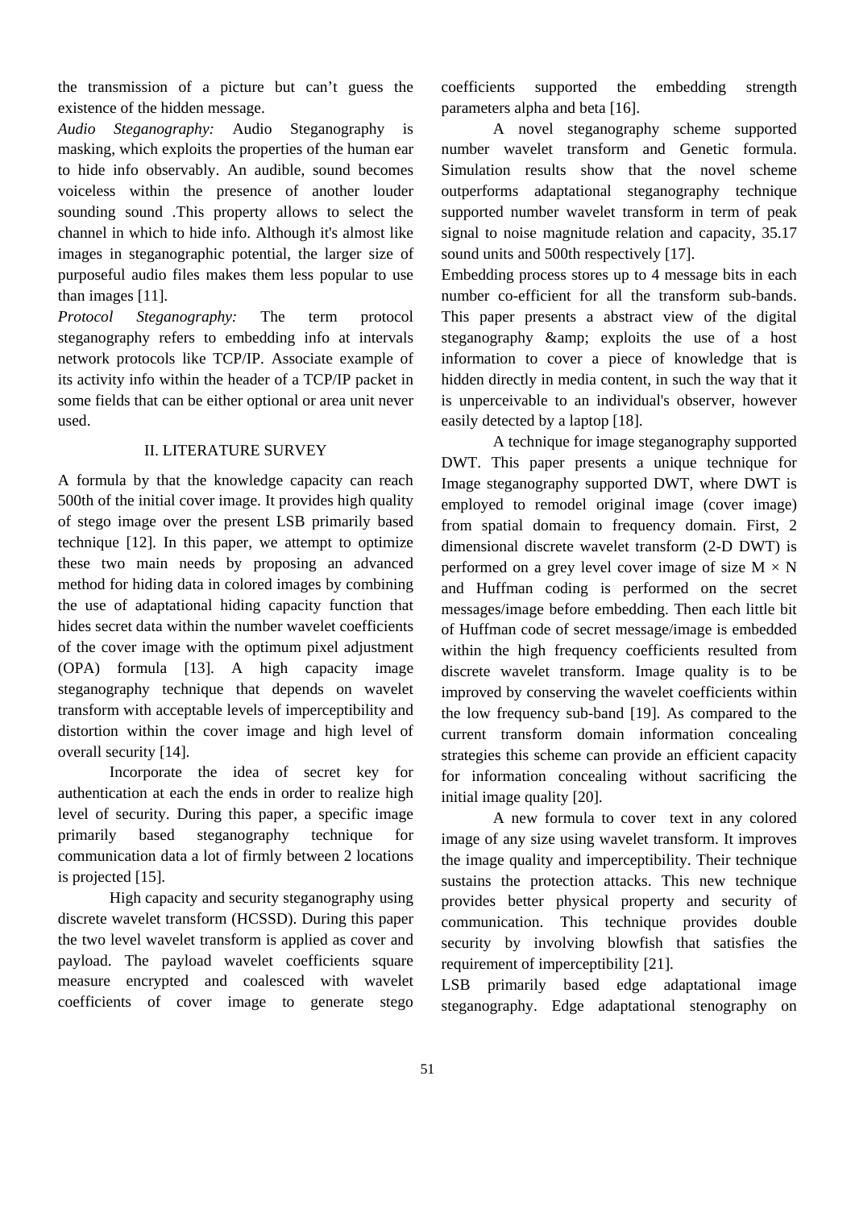the transmission of a picture but can't guess the existence of the hidden message.

*Audio Steganography:* Audio Steganography is masking, which exploits the properties of the human ear to hide info observably. An audible, sound becomes voiceless within the presence of another louder sounding sound .This property allows to select the channel in which to hide info. Although it's almost like images in steganographic potential, the larger size of purposeful audio files makes them less popular to use than images [11].

*Protocol Steganography:* The term protocol steganography refers to embedding info at intervals network protocols like TCP/IP. Associate example of its activity info within the header of a TCP/IP packet in some fields that can be either optional or area unit never used.

## II. LITERATURE SURVEY

A formula by that the knowledge capacity can reach 500th of the initial cover image. It provides high quality of stego image over the present LSB primarily based technique [12]. In this paper, we attempt to optimize these two main needs by proposing an advanced method for hiding data in colored images by combining the use of adaptational hiding capacity function that hides secret data within the number wavelet coefficients of the cover image with the optimum pixel adjustment (OPA) formula [13]. A high capacity image steganography technique that depends on wavelet transform with acceptable levels of imperceptibility and distortion within the cover image and high level of overall security [14].

Incorporate the idea of secret key for authentication at each the ends in order to realize high level of security. During this paper, a specific image primarily based steganography technique for communication data a lot of firmly between 2 locations is projected [15].

High capacity and security steganography using discrete wavelet transform (HCSSD). During this paper the two level wavelet transform is applied as cover and payload. The payload wavelet coefficients square measure encrypted and coalesced with wavelet coefficients of cover image to generate stego coefficients supported the embedding strength parameters alpha and beta [16].

A novel steganography scheme supported number wavelet transform and Genetic formula. Simulation results show that the novel scheme outperforms adaptational steganography technique supported number wavelet transform in term of peak signal to noise magnitude relation and capacity, 35.17 sound units and 500th respectively [17].

Embedding process stores up to 4 message bits in each number co-efficient for all the transform sub-bands. This paper presents a abstract view of the digital steganography &amp; exploits the use of a host information to cover a piece of knowledge that is hidden directly in media content, in such the way that it is unperceivable to an individual's observer, however easily detected by a laptop [18].

A technique for image steganography supported DWT. This paper presents a unique technique for Image steganography supported DWT, where DWT is employed to remodel original image (cover image) from spatial domain to frequency domain. First, 2 dimensional discrete wavelet transform (2-D DWT) is performed on a grey level cover image of size $M \times N$ and Huffman coding is performed on the secret messages/image before embedding. Then each little bit of Huffman code of secret message/image is embedded within the high frequency coefficients resulted from discrete wavelet transform. Image quality is to be improved by conserving the wavelet coefficients within the low frequency sub-band [19]. As compared to the current transform domain information concealing strategies this scheme can provide an efficient capacity for information concealing without sacrificing the initial image quality [20].

A new formula to cover text in any colored image of any size using wavelet transform. It improves the image quality and imperceptibility. Their technique sustains the protection attacks. This new technique provides better physical property and security of communication. This technique provides double security by involving blowfish that satisfies the requirement of imperceptibility [21].

LSB primarily based edge adaptational image steganography. Edge adaptational stenography on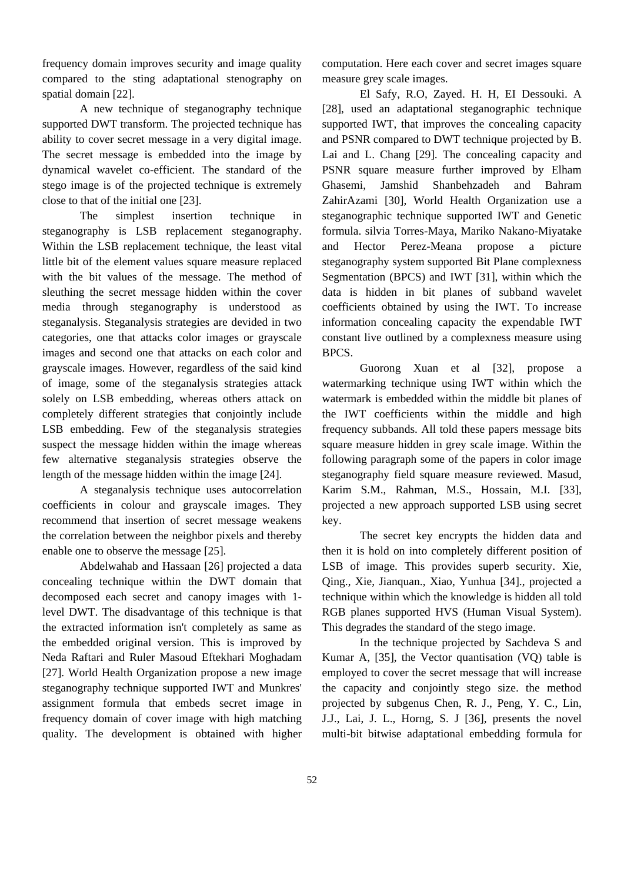frequency domain improves security and image quality compared to the sting adaptational stenography on spatial domain [22].

A new technique of steganography technique supported DWT transform. The projected technique has ability to cover secret message in a very digital image. The secret message is embedded into the image by dynamical wavelet co-efficient. The standard of the stego image is of the projected technique is extremely close to that of the initial one [23].

The simplest insertion technique in steganography is LSB replacement steganography. Within the LSB replacement technique, the least vital little bit of the element values square measure replaced with the bit values of the message. The method of sleuthing the secret message hidden within the cover media through steganography is understood as steganalysis. Steganalysis strategies are devided in two categories, one that attacks color images or grayscale images and second one that attacks on each color and grayscale images. However, regardless of the said kind of image, some of the steganalysis strategies attack solely on LSB embedding, whereas others attack on completely different strategies that conjointly include LSB embedding. Few of the steganalysis strategies suspect the message hidden within the image whereas few alternative steganalysis strategies observe the length of the message hidden within the image [24].

A steganalysis technique uses autocorrelation coefficients in colour and grayscale images. They recommend that insertion of secret message weakens the correlation between the neighbor pixels and thereby enable one to observe the message [25].

Abdelwahab and Hassaan [26] projected a data concealing technique within the DWT domain that decomposed each secret and canopy images with 1-level DWT. The disadvantage of this technique is that the extracted information isn't completely as same as the embedded original version. This is improved by Neda Raftari and Ruler Masoud Eftekhari Moghadam [27]. World Health Organization propose a new image steganography technique supported IWT and Munkres' assignment formula that embeds secret image in frequency domain of cover image with high matching quality. The development is obtained with higher computation. Here each cover and secret images square measure grey scale images.

El Safy, R.O, Zayed. H. H, EI Dessouki. A [28], used an adaptational steganographic technique supported IWT, that improves the concealing capacity and PSNR compared to DWT technique projected by B. Lai and L. Chang [29]. The concealing capacity and PSNR square measure further improved by Elham Ghasemi, Jamshid Shanbehzadeh and Bahram ZahirAzami [30], World Health Organization use a steganographic technique supported IWT and Genetic formula. silvia Torres-Maya, Mariko Nakano-Miyatake and Hector Perez-Meana propose a picture steganography system supported Bit Plane complexness Segmentation (BPCS) and IWT [31], within which the data is hidden in bit planes of subband wavelet coefficients obtained by using the IWT. To increase information concealing capacity the expendable IWT constant live outlined by a complexness measure using BPCS.

Guorong Xuan et al [32], propose a watermarking technique using IWT within which the watermark is embedded within the middle bit planes of the IWT coefficients within the middle and high frequency subbands. All told these papers message bits square measure hidden in grey scale image. Within the following paragraph some of the papers in color image steganography field square measure reviewed. Masud, Karim S.M., Rahman, M.S., Hossain, M.I. [33], projected a new approach supported LSB using secret key.

The secret key encrypts the hidden data and then it is hold on into completely different position of LSB of image. This provides superb security. Xie, Qing., Xie, Jianquan., Xiao, Yunhua [34]., projected a technique within which the knowledge is hidden all told RGB planes supported HVS (Human Visual System). This degrades the standard of the stego image.

In the technique projected by Sachdeva S and Kumar A, [35], the Vector quantisation (VQ) table is employed to cover the secret message that will increase the capacity and conjointly stego size. the method projected by subgenus Chen, R. J., Peng, Y. C., Lin, J.J., Lai, J. L., Horng, S. J [36], presents the novel multi-bit bitwise adaptational embedding formula for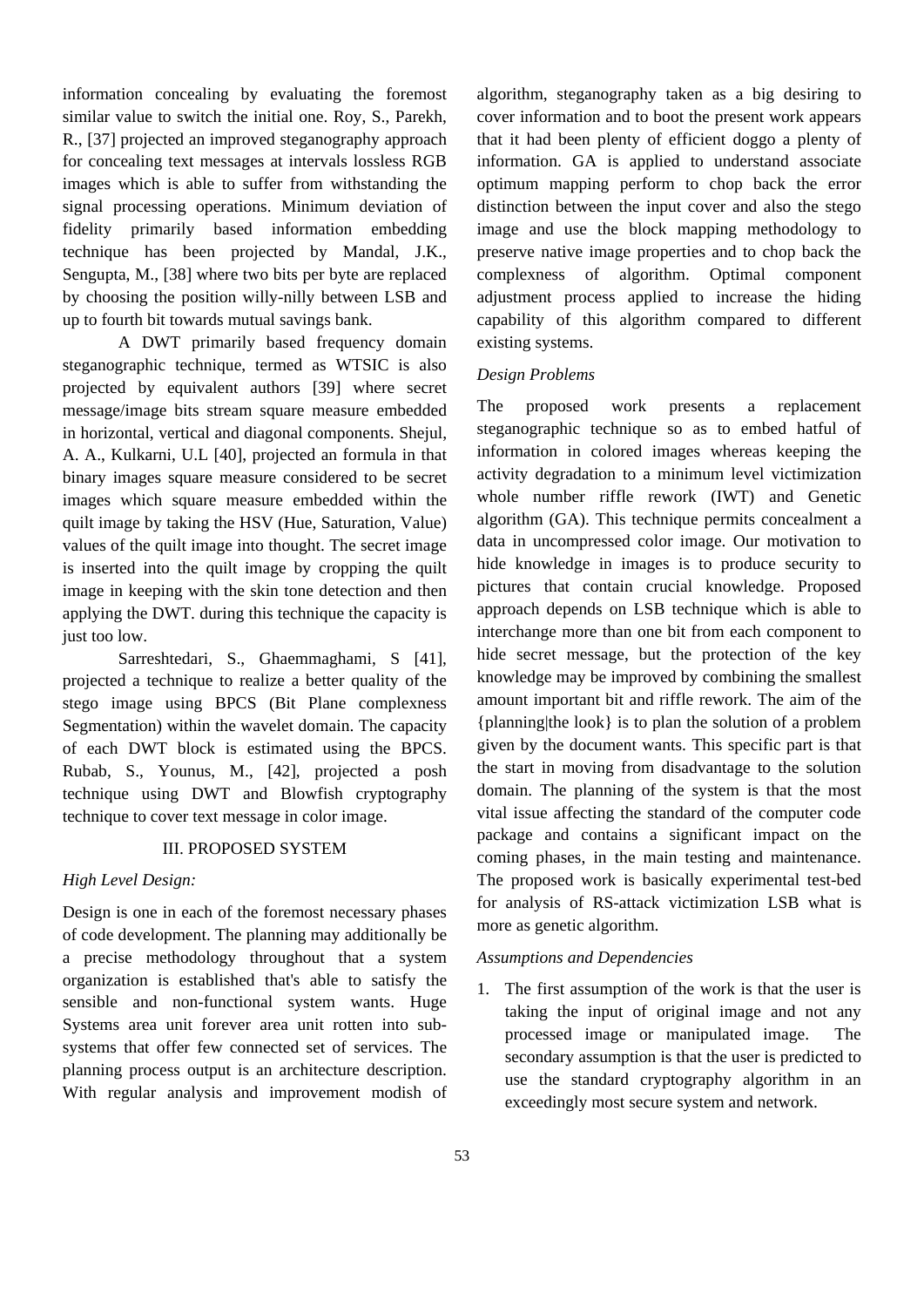information concealing by evaluating the foremost similar value to switch the initial one. Roy, S., Parekh, R., [37] projected an improved steganography approach for concealing text messages at intervals lossless RGB images which is able to suffer from withstanding the signal processing operations. Minimum deviation of fidelity primarily based information embedding technique has been projected by Mandal, J.K., Sengupta, M., [38] where two bits per byte are replaced by choosing the position willy-nilly between LSB and up to fourth bit towards mutual savings bank.

A DWT primarily based frequency domain steganographic technique, termed as WTSIC is also projected by equivalent authors [39] where secret message/image bits stream square measure embedded in horizontal, vertical and diagonal components. Shejul, A. A., Kulkarni, U.L [40], projected an formula in that binary images square measure considered to be secret images which square measure embedded within the quilt image by taking the HSV (Hue, Saturation, Value) values of the quilt image into thought. The secret image is inserted into the quilt image by cropping the quilt image in keeping with the skin tone detection and then applying the DWT. during this technique the capacity is just too low.

Sarreshtedari, S., Ghaemmaghami, S [41], projected a technique to realize a better quality of the stego image using BPCS (Bit Plane complexness Segmentation) within the wavelet domain. The capacity of each DWT block is estimated using the BPCS. Rubab, S., Younus, M., [42], projected a posh technique using DWT and Blowfish cryptography technique to cover text message in color image.

## III. PROPOSED SYSTEM

*High Level Design:*

Design is one in each of the foremost necessary phases of code development. The planning may additionally be a precise methodology throughout that a system organization is established that's able to satisfy the sensible and non-functional system wants. Huge Systems area unit forever area unit rotten into sub-systems that offer few connected set of services. The planning process output is an architecture description. With regular analysis and improvement modish of algorithm, steganography taken as a big desiring to cover information and to boot the present work appears that it had been plenty of efficient doggo a plenty of information. GA is applied to understand associate optimum mapping perform to chop back the error distinction between the input cover and also the stego image and use the block mapping methodology to preserve native image properties and to chop back the complexness of algorithm. Optimal component adjustment process applied to increase the hiding capability of this algorithm compared to different existing systems.

*Design Problems*

The proposed work presents a replacement steganographic technique so as to embed hatful of information in colored images whereas keeping the activity degradation to a minimum level victimization whole number riffle rework (IWT) and Genetic algorithm (GA). This technique permits concealment a data in uncompressed color image. Our motivation to hide knowledge in images is to produce security to pictures that contain crucial knowledge. Proposed approach depends on LSB technique which is able to interchange more than one bit from each component to hide secret message, but the protection of the key knowledge may be improved by combining the smallest amount important bit and riffle rework. The aim of the {planning|the look} is to plan the solution of a problem given by the document wants. This specific part is that the start in moving from disadvantage to the solution domain. The planning of the system is that the most vital issue affecting the standard of the computer code package and contains a significant impact on the coming phases, in the main testing and maintenance. The proposed work is basically experimental test-bed for analysis of RS-attack victimization LSB what is more as genetic algorithm.

*Assumptions and Dependencies*

1. The first assumption of the work is that the user is taking the input of original image and not any processed image or manipulated image. The secondary assumption is that the user is predicted to use the standard cryptography algorithm in an exceedingly most secure system and network.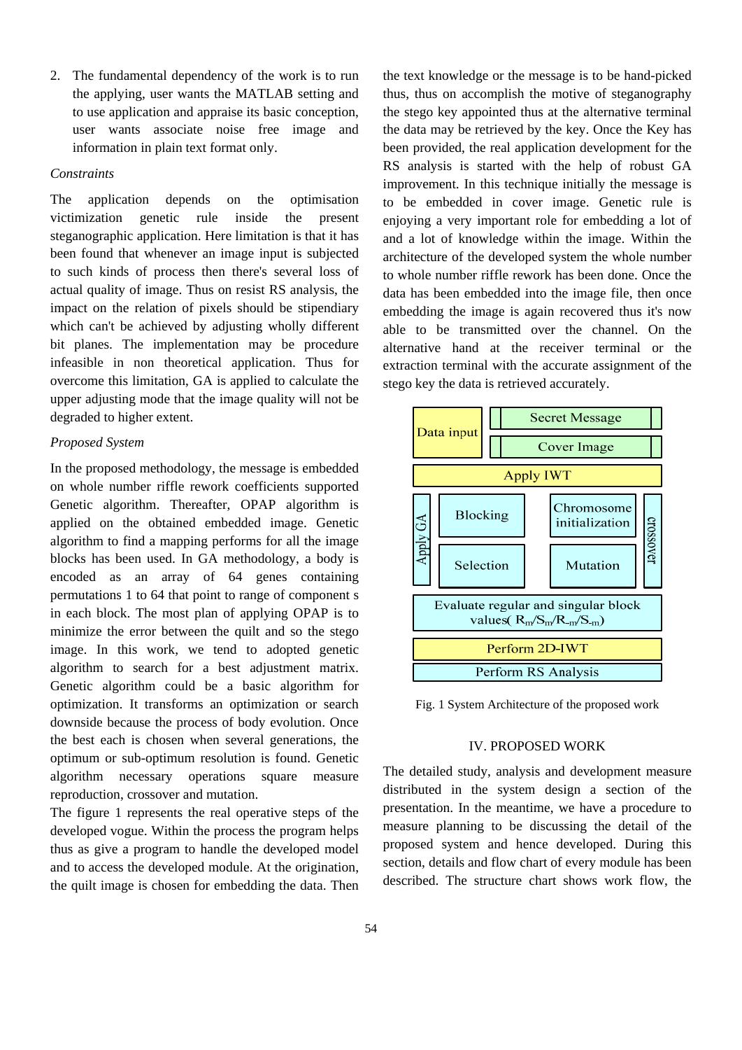2. The fundamental dependency of the work is to run the applying, user wants the MATLAB setting and to use application and appraise its basic conception, user wants associate noise free image and information in plain text format only.

*Constraints*

The application depends on the optimisation victimization genetic rule inside the present steganographic application. Here limitation is that it has been found that whenever an image input is subjected to such kinds of process then there's several loss of actual quality of image. Thus on resist RS analysis, the impact on the relation of pixels should be stipendiary which can't be achieved by adjusting wholly different bit planes. The implementation may be procedure infeasible in non theoretical application. Thus for overcome this limitation, GA is applied to calculate the upper adjusting mode that the image quality will not be degraded to higher extent.

*Proposed System*

In the proposed methodology, the message is embedded on whole number riffle rework coefficients supported Genetic algorithm. Thereafter, OPAP algorithm is applied on the obtained embedded image. Genetic algorithm to find a mapping performs for all the image blocks has been used. In GA methodology, a body is encoded as an array of 64 genes containing permutations 1 to 64 that point to range of component s in each block. The most plan of applying OPAP is to minimize the error between the quilt and so the stego image. In this work, we tend to adopted genetic algorithm to search for a best adjustment matrix. Genetic algorithm could be a basic algorithm for optimization. It transforms an optimization or search downside because the process of body evolution. Once the best each is chosen when several generations, the optimum or sub-optimum resolution is found. Genetic algorithm necessary operations square measure reproduction, crossover and mutation.

The figure 1 represents the real operative steps of the developed vogue. Within the process the program helps thus as give a program to handle the developed model and to access the developed module. At the origination, the quilt image is chosen for embedding the data. Then the text knowledge or the message is to be hand-picked thus, thus on accomplish the motive of steganography the stego key appointed thus at the alternative terminal the data may be retrieved by the key. Once the Key has been provided, the real application development for the RS analysis is started with the help of robust GA improvement. In this technique initially the message is to be embedded in cover image. Genetic rule is enjoying a very important role for embedding a lot of and a lot of knowledge within the image. Within the architecture of the developed system the whole number to whole number riffle rework has been done. Once the data has been embedded into the image file, then once embedding the image is again recovered thus it's now able to be transmitted over the channel. On the alternative hand at the receiver terminal or the extraction terminal with the accurate assignment of the stego key the data is retrieved accurately.

Data input: Secret Message, Cover Image
Apply IWT
Apply GA: Blocking, Chromosome initialization, Selection, Mutation, crossover
Evaluate regular and singular block values( $R_m/S_m/R_{-m}/S_{-m}$)
Perform 2D-IWT
Perform RS Analysis

Fig. 1 System Architecture of the proposed work

## IV. PROPOSED WORK

The detailed study, analysis and development measure distributed in the system design a section of the presentation. In the meantime, we have a procedure to measure planning to be discussing the detail of the proposed system and hence developed. During this section, details and flow chart of every module has been described. The structure chart shows work flow, the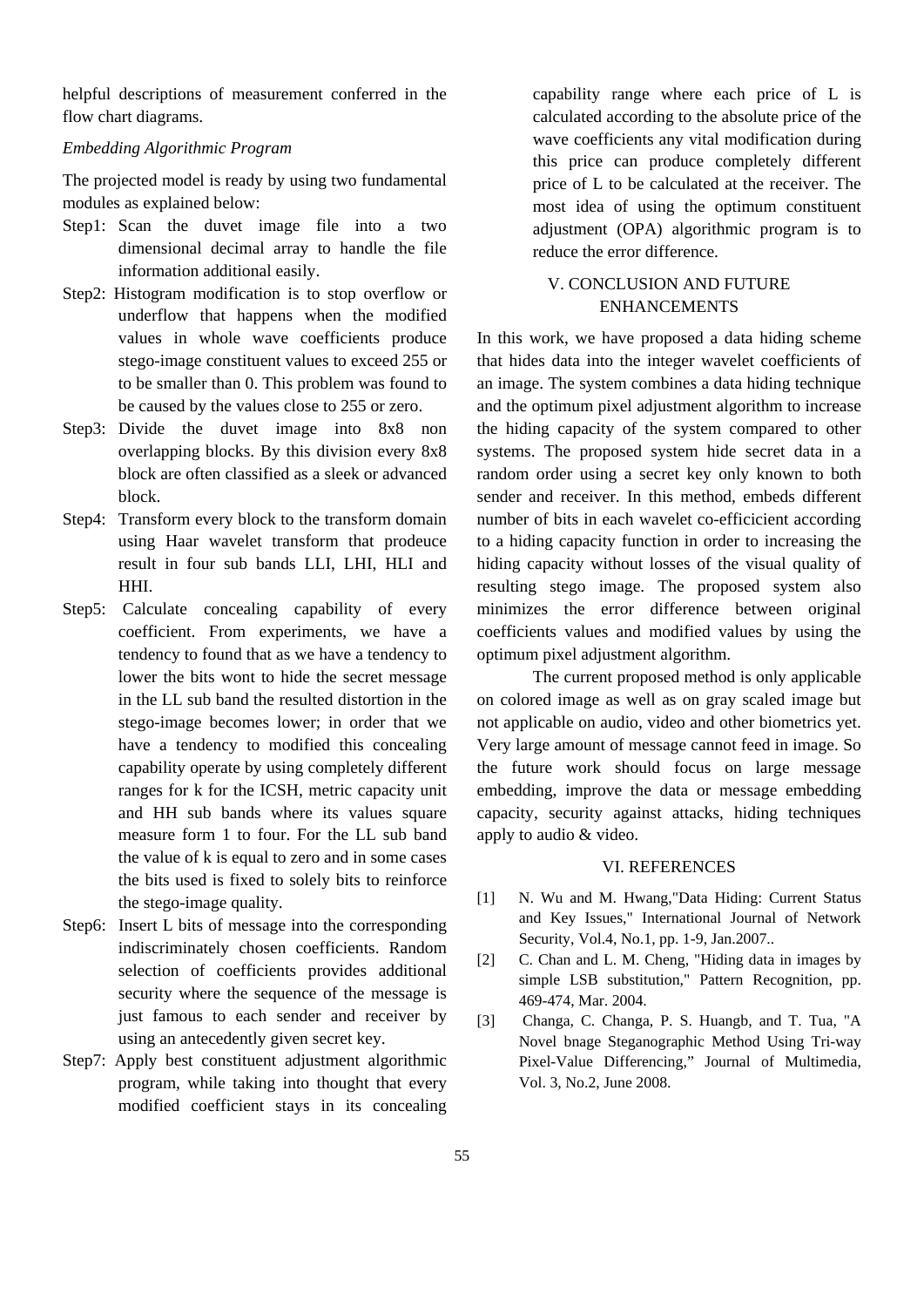helpful descriptions of measurement conferred in the flow chart diagrams.

*Embedding Algorithmic Program*

The projected model is ready by using two fundamental modules as explained below:

- Step1: Scan the duvet image file into a two dimensional decimal array to handle the file information additional easily.
- Step2: Histogram modification is to stop overflow or underflow that happens when the modified values in whole wave coefficients produce stego-image constituent values to exceed 255 or to be smaller than 0. This problem was found to be caused by the values close to 255 or zero.
- Step3: Divide the duvet image into 8x8 non overlapping blocks. By this division every 8x8 block are often classified as a sleek or advanced block.
- Step4: Transform every block to the transform domain using Haar wavelet transform that prodeuce result in four sub bands LLI, LHI, HLI and HHI.
- Step5: Calculate concealing capability of every coefficient. From experiments, we have a tendency to found that as we have a tendency to lower the bits wont to hide the secret message in the LL sub band the resulted distortion in the stego-image becomes lower; in order that we have a tendency to modified this concealing capability operate by using completely different ranges for k for the ICSH, metric capacity unit and HH sub bands where its values square measure form 1 to four. For the LL sub band the value of k is equal to zero and in some cases the bits used is fixed to solely bits to reinforce the stego-image quality.
- Step6: Insert L bits of message into the corresponding indiscriminately chosen coefficients. Random selection of coefficients provides additional security where the sequence of the message is just famous to each sender and receiver by using an antecedently given secret key.
- Step7: Apply best constituent adjustment algorithmic program, while taking into thought that every modified coefficient stays in its concealing capability range where each price of L is calculated according to the absolute price of the wave coefficients any vital modification during this price can produce completely different price of L to be calculated at the receiver. The most idea of using the optimum constituent adjustment (OPA) algorithmic program is to reduce the error difference.

## V. CONCLUSION AND FUTURE ENHANCEMENTS

In this work, we have proposed a data hiding scheme that hides data into the integer wavelet coefficients of an image. The system combines a data hiding technique and the optimum pixel adjustment algorithm to increase the hiding capacity of the system compared to other systems. The proposed system hide secret data in a random order using a secret key only known to both sender and receiver. In this method, embeds different number of bits in each wavelet co-efficicient according to a hiding capacity function in order to increasing the hiding capacity without losses of the visual quality of resulting stego image. The proposed system also minimizes the error difference between original coefficients values and modified values by using the optimum pixel adjustment algorithm.

The current proposed method is only applicable on colored image as well as on gray scaled image but not applicable on audio, video and other biometrics yet. Very large amount of message cannot feed in image. So the future work should focus on large message embedding, improve the data or message embedding capacity, security against attacks, hiding techniques apply to audio & video.

## VI. REFERENCES

[1] N. Wu and M. Hwang,"Data Hiding: Current Status and Key Issues," International Journal of Network Security, Vol.4, No.1, pp. 1-9, Jan.2007..

[2] C. Chan and L. M. Cheng, "Hiding data in images by simple LSB substitution," Pattern Recognition, pp. 469-474, Mar. 2004.

[3] Changa, C. Changa, P. S. Huangb, and T. Tua, "A Novel bnage Steganographic Method Using Tri-way Pixel-Value Differencing," Journal of Multimedia, Vol. 3, No.2, June 2008.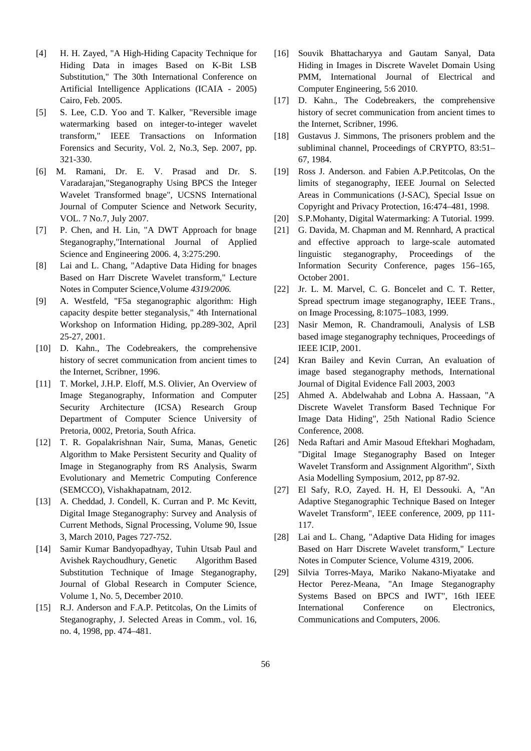[4] H. H. Zayed, "A High-Hiding Capacity Technique for Hiding Data in images Based on K-Bit LSB Substitution," The 30th International Conference on Artificial Intelligence Applications (ICAIA - 2005) Cairo, Feb. 2005.

[5] S. Lee, C.D. Yoo and T. Kalker, "Reversible image watermarking based on integer-to-integer wavelet transform," IEEE Transactions on Information Forensics and Security, Vol. 2, No.3, Sep. 2007, pp. 321-330.

[6] M. Ramani, Dr. E. V. Prasad and Dr. S. Varadarajan,"Steganography Using BPCS the Integer Wavelet Transformed bnage", UCSNS International Journal of Computer Science and Network Security, VOL. 7 No.7, July 2007.

[7] P. Chen, and H. Lin, "A DWT Approach for bnage Steganography,"International Journal of Applied Science and Engineering 2006. 4, 3:275:290.

[8] Lai and L. Chang, "Adaptive Data Hiding for bnages Based on Harr Discrete Wavelet transform," Lecture Notes in Computer Science,Volume *4319/2006.*

[9] A. Westfeld, "F5a steganographic algorithm: High capacity despite better steganalysis," 4th International Workshop on Information Hiding, pp.289-302, April 25-27, 2001.

[10] D. Kahn., The Codebreakers, the comprehensive history of secret communication from ancient times to the Internet, Scribner, 1996.

[11] T. Morkel, J.H.P. Eloff, M.S. Olivier, An Overview of Image Steganography, Information and Computer Security Architecture (ICSA) Research Group Department of Computer Science University of Pretoria, 0002, Pretoria, South Africa.

[12] T. R. Gopalakrishnan Nair, Suma, Manas, Genetic Algorithm to Make Persistent Security and Quality of Image in Steganography from RS Analysis, Swarm Evolutionary and Memetric Computing Conference (SEMCCO), Vishakhapatnam, 2012.

[13] A. Cheddad, J. Condell, K. Curran and P. Mc Kevitt, Digital Image Steganography: Survey and Analysis of Current Methods, Signal Processing, Volume 90, Issue 3, March 2010, Pages 727-752.

[14] Samir Kumar Bandyopadhyay, Tuhin Utsab Paul and Avishek Raychoudhury, Genetic Algorithm Based Substitution Technique of Image Steganography, Journal of Global Research in Computer Science, Volume 1, No. 5, December 2010.

[15] R.J. Anderson and F.A.P. Petitcolas, On the Limits of Steganography, J. Selected Areas in Comm., vol. 16, no. 4, 1998, pp. 474–481.

[16] Souvik Bhattacharyya and Gautam Sanyal, Data Hiding in Images in Discrete Wavelet Domain Using PMM, International Journal of Electrical and Computer Engineering, 5:6 2010.

[17] D. Kahn., The Codebreakers, the comprehensive history of secret communication from ancient times to the Internet, Scribner, 1996.

[18] Gustavus J. Simmons, The prisoners problem and the subliminal channel, Proceedings of CRYPTO, 83:51–67, 1984.

[19] Ross J. Anderson. and Fabien A.P.Petitcolas, On the limits of steganography, IEEE Journal on Selected Areas in Communications (J-SAC), Special Issue on Copyright and Privacy Protection, 16:474–481, 1998.

[20] S.P.Mohanty, Digital Watermarking: A Tutorial. 1999.

[21] G. Davida, M. Chapman and M. Rennhard, A practical and effective approach to large-scale automated linguistic steganography, Proceedings of the Information Security Conference, pages 156–165, October 2001.

[22] Jr. L. M. Marvel, C. G. Boncelet and C. T. Retter, Spread spectrum image steganography, IEEE Trans., on Image Processing, 8:1075–1083, 1999.

[23] Nasir Memon, R. Chandramouli, Analysis of LSB based image steganography techniques, Proceedings of IEEE ICIP, 2001.

[24] Kran Bailey and Kevin Curran, An evaluation of image based steganography methods, International Journal of Digital Evidence Fall 2003, 2003

[25] Ahmed A. Abdelwahab and Lobna A. Hassaan, "A Discrete Wavelet Transform Based Technique For Image Data Hiding", 25th National Radio Science Conference, 2008.

[26] Neda Raftari and Amir Masoud Eftekhari Moghadam, "Digital Image Steganography Based on Integer Wavelet Transform and Assignment Algorithm", Sixth Asia Modelling Symposium, 2012, pp 87-92.

[27] El Safy, R.O, Zayed. H. H, El Dessouki. A, "An Adaptive Steganographic Technique Based on Integer Wavelet Transform", IEEE conference, 2009, pp 111-117.

[28] Lai and L. Chang, "Adaptive Data Hiding for images Based on Harr Discrete Wavelet transform," Lecture Notes in Computer Science, Volume 4319, 2006.

[29] Silvia Torres-Maya, Mariko Nakano-Miyatake and Hector Perez-Meana, "An Image Steganography Systems Based on BPCS and IWT", 16th IEEE International Conference on Electronics, Communications and Computers, 2006.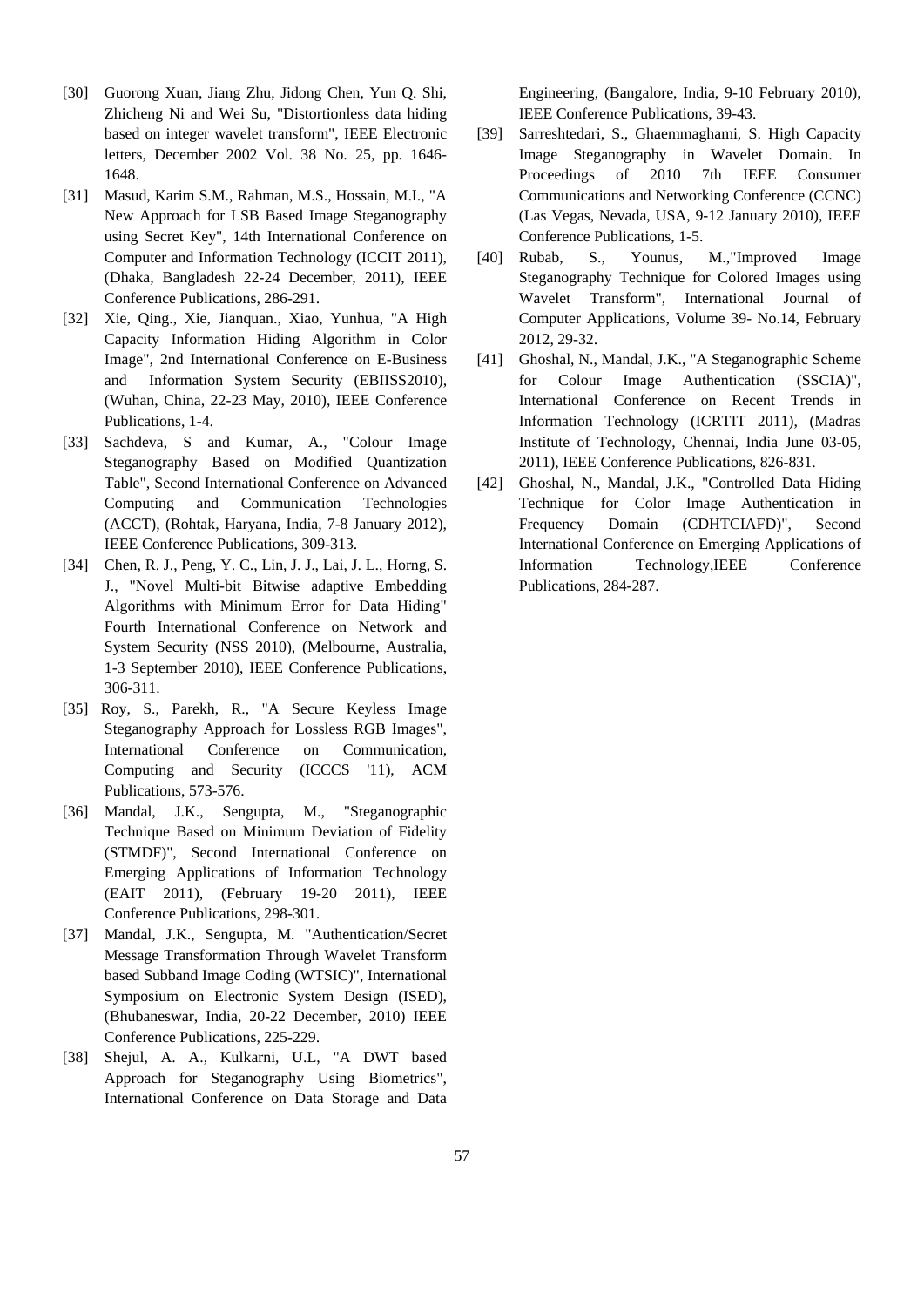[30] Guorong Xuan, Jiang Zhu, Jidong Chen, Yun Q. Shi, Zhicheng Ni and Wei Su, "Distortionless data hiding based on integer wavelet transform", IEEE Electronic letters, December 2002 Vol. 38 No. 25, pp. 1646-1648.

[31] Masud, Karim S.M., Rahman, M.S., Hossain, M.I., "A New Approach for LSB Based Image Steganography using Secret Key", 14th International Conference on Computer and Information Technology (ICCIT 2011), (Dhaka, Bangladesh 22-24 December, 2011), IEEE Conference Publications, 286-291.

[32] Xie, Qing., Xie, Jianquan., Xiao, Yunhua, "A High Capacity Information Hiding Algorithm in Color Image", 2nd International Conference on E-Business and Information System Security (EBIISS2010), (Wuhan, China, 22-23 May, 2010), IEEE Conference Publications, 1-4.

[33] Sachdeva, S and Kumar, A., "Colour Image Steganography Based on Modified Quantization Table", Second International Conference on Advanced Computing and Communication Technologies (ACCT), (Rohtak, Haryana, India, 7-8 January 2012), IEEE Conference Publications, 309-313.

[34] Chen, R. J., Peng, Y. C., Lin, J. J., Lai, J. L., Horng, S. J., "Novel Multi-bit Bitwise adaptive Embedding Algorithms with Minimum Error for Data Hiding" Fourth International Conference on Network and System Security (NSS 2010), (Melbourne, Australia, 1-3 September 2010), IEEE Conference Publications, 306-311.

[35] Roy, S., Parekh, R., "A Secure Keyless Image Steganography Approach for Lossless RGB Images", International Conference on Communication, Computing and Security (ICCCS '11), ACM Publications, 573-576.

[36] Mandal, J.K., Sengupta, M., "Steganographic Technique Based on Minimum Deviation of Fidelity (STMDF)", Second International Conference on Emerging Applications of Information Technology (EAIT 2011), (February 19-20 2011), IEEE Conference Publications, 298-301.

[37] Mandal, J.K., Sengupta, M. "Authentication/Secret Message Transformation Through Wavelet Transform based Subband Image Coding (WTSIC)", International Symposium on Electronic System Design (ISED), (Bhubaneswar, India, 20-22 December, 2010) IEEE Conference Publications, 225-229.

[38] Shejul, A. A., Kulkarni, U.L, "A DWT based Approach for Steganography Using Biometrics", International Conference on Data Storage and Data Engineering, (Bangalore, India, 9-10 February 2010), IEEE Conference Publications, 39-43.

[39] Sarreshtedari, S., Ghaemmaghami, S. High Capacity Image Steganography in Wavelet Domain. In Proceedings of 2010 7th IEEE Consumer Communications and Networking Conference (CCNC) (Las Vegas, Nevada, USA, 9-12 January 2010), IEEE Conference Publications, 1-5.

[40] Rubab, S., Younus, M.,"Improved Image Steganography Technique for Colored Images using Wavelet Transform", International Journal of Computer Applications, Volume 39- No.14, February 2012, 29-32.

[41] Ghoshal, N., Mandal, J.K., "A Steganographic Scheme for Colour Image Authentication (SSCIA)", International Conference on Recent Trends in Information Technology (ICRTIT 2011), (Madras Institute of Technology, Chennai, India June 03-05, 2011), IEEE Conference Publications, 826-831.

[42] Ghoshal, N., Mandal, J.K., "Controlled Data Hiding Technique for Color Image Authentication in Frequency Domain (CDHTCIAFD)", Second International Conference on Emerging Applications of Information Technology,IEEE Conference Publications, 284-287.